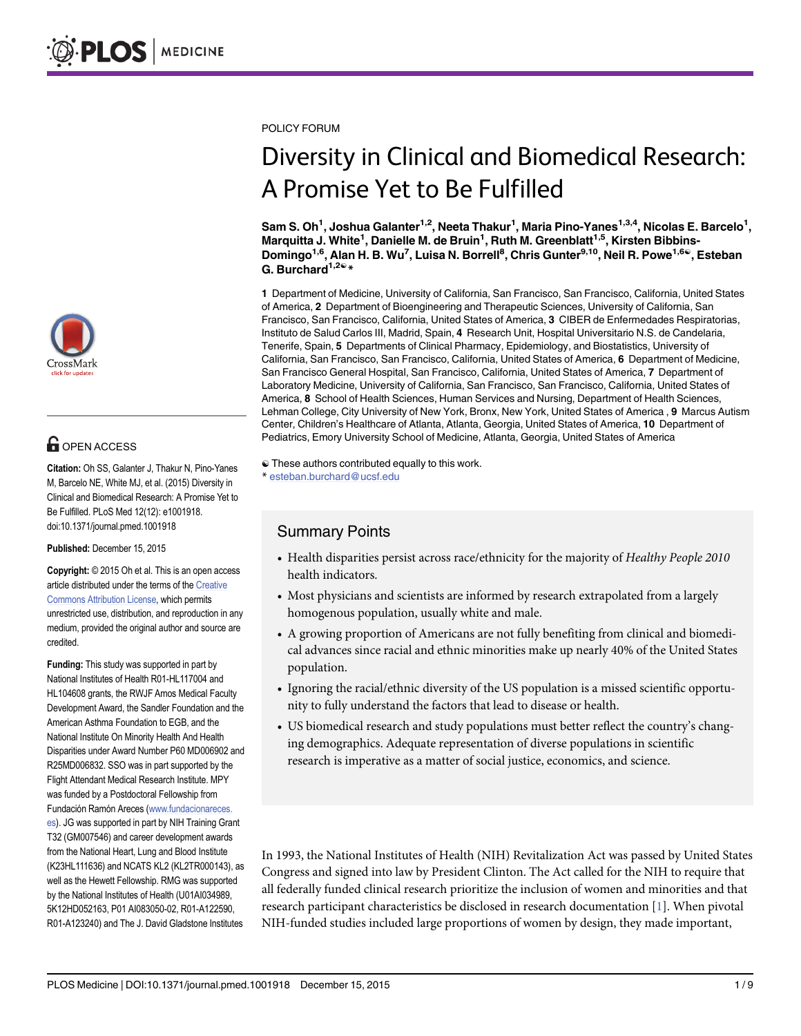POLICY FORUM

# Diversity in Clinical and Biomedical Research: A Promise Yet to Be Fulfilled

**Sam S. Oh[1], Joshua Galanter[1,2], Neeta Thakur[1], Maria Pino-Yanes[1,3,4], Nicolas E. Barcelo[1], Marquitta J. White[1], Danielle M. de Bruin[1], Ruth M. Greenblatt[1,5], Kirsten Bibbins-Domingo[1,6], Alan H. B. Wu[7], Luisa N. Borrell[8], Chris Gunter[9,10], Neil R. Powe[1,6☯], Esteban G. Burchard[1,2☯*]**

**1** Department of Medicine, University of California, San Francisco, San Francisco, California, United States of America, **2** Department of Bioengineering and Therapeutic Sciences, University of California, San Francisco, San Francisco, California, United States of America, **3** CIBER de Enfermedades Respiratorias, Instituto de Salud Carlos III, Madrid, Spain, **4** Research Unit, Hospital Universitario N.S. de Candelaria, Tenerife, Spain, **5** Departments of Clinical Pharmacy, Epidemiology, and Biostatistics, University of California, San Francisco, San Francisco, California, United States of America, **6** Department of Medicine, San Francisco General Hospital, San Francisco, California, United States of America, **7** Department of Laboratory Medicine, University of California, San Francisco, San Francisco, California, United States of America, **8** School of Health Sciences, Human Services and Nursing, Department of Health Sciences, Lehman College, City University of New York, Bronx, New York, United States of America , **9** Marcus Autism Center, Children's Healthcare of Atlanta, Atlanta, Georgia, United States of America, **10** Department of Pediatrics, Emory University School of Medicine, Atlanta, Georgia, United States of America

☯ These authors contributed equally to this work.
* esteban.burchard@ucsf.edu

OPEN ACCESS

**Citation:** Oh SS, Galanter J, Thakur N, Pino-Yanes M, Barcelo NE, White MJ, et al. (2015) Diversity in Clinical and Biomedical Research: A Promise Yet to Be Fulfilled. PLoS Med 12(12): e1001918. doi:10.1371/journal.pmed.1001918

**Published:** December 15, 2015

**Copyright:** © 2015 Oh et al. This is an open access article distributed under the terms of the Creative Commons Attribution License, which permits unrestricted use, distribution, and reproduction in any medium, provided the original author and source are credited.

**Funding:** This study was supported in part by National Institutes of Health R01-HL117004 and HL104608 grants, the RWJF Amos Medical Faculty Development Award, the Sandler Foundation and the American Asthma Foundation to EGB, and the National Institute On Minority Health And Health Disparities under Award Number P60 MD006902 and R25MD006832. SSO was in part supported by the Flight Attendant Medical Research Institute. MPY was funded by a Postdoctoral Fellowship from Fundación Ramón Areces (www.fundacionareces.es). JG was supported in part by NIH Training Grant T32 (GM007546) and career development awards from the National Heart, Lung and Blood Institute (K23HL111636) and NCATS KL2 (KL2TR000143), as well as the Hewett Fellowship. RMG was supported by the National Institutes of Health (U01AI034989, 5K12HD052163, P01 AI083050-02, R01-A122590, R01-A123240) and The J. David Gladstone Institutes

## Summary Points

- Health disparities persist across race/ethnicity for the majority of *Healthy People 2010* health indicators.
- Most physicians and scientists are informed by research extrapolated from a largely homogenous population, usually white and male.
- A growing proportion of Americans are not fully benefiting from clinical and biomedical advances since racial and ethnic minorities make up nearly 40% of the United States population.
- Ignoring the racial/ethnic diversity of the US population is a missed scientific opportunity to fully understand the factors that lead to disease or health.
- US biomedical research and study populations must better reflect the country's changing demographics. Adequate representation of diverse populations in scientific research is imperative as a matter of social justice, economics, and science.

In 1993, the National Institutes of Health (NIH) Revitalization Act was passed by United States Congress and signed into law by President Clinton. The Act called for the NIH to require that all federally funded clinical research prioritize the inclusion of women and minorities and that research participant characteristics be disclosed in research documentation [1]. When pivotal NIH-funded studies included large proportions of women by design, they made important,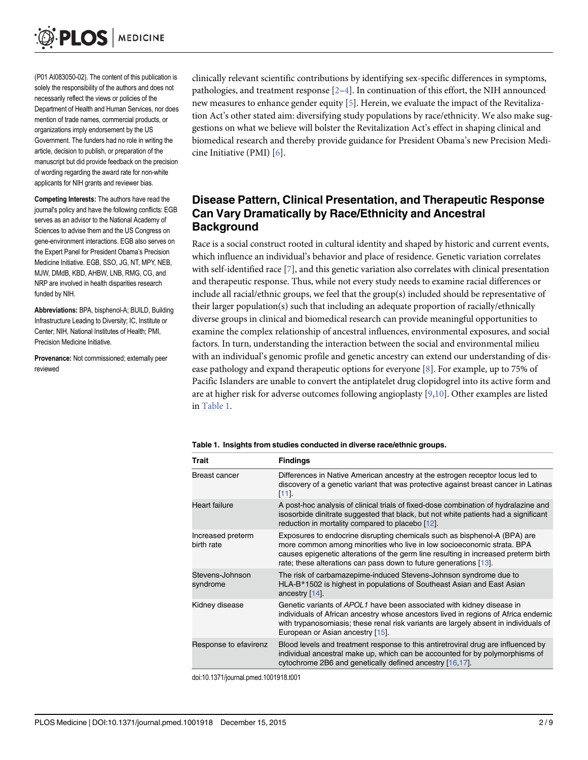(P01 AI083050-02). The content of this publication is solely the responsibility of the authors and does not necessarily reflect the views or policies of the Department of Health and Human Services, nor does mention of trade names, commercial products, or organizations imply endorsement by the US Government. The funders had no role in writing the article, decision to publish, or preparation of the manuscript but did provide feedback on the precision of wording regarding the award rate for non-white applicants for NIH grants and reviewer bias.

**Competing Interests:** The authors have read the journal's policy and have the following conflicts: EGB serves as an advisor to the National Academy of Sciences to advise them and the US Congress on gene-environment interactions. EGB also serves on the Expert Panel for President Obama's Precision Medicine Initiative. EGB, SSO, JG, NT, MPY, NEB, MJW, DMdB, KBD, AHBW, LNB, RMG, CG, and NRP are involved in health disparities research funded by NIH.

**Abbreviations:** BPA, bisphenol-A; BUILD, Building Infrastructure Leading to Diversity; IC, Institute or Center; NIH, National Institutes of Health; PMI, Precision Medicine Initiative.

**Provenance:** Not commissioned; externally peer reviewed

clinically relevant scientific contributions by identifying sex-specific differences in symptoms, pathologies, and treatment response [2–4]. In continuation of this effort, the NIH announced new measures to enhance gender equity [5]. Herein, we evaluate the impact of the Revitalization Act's other stated aim: diversifying study populations by race/ethnicity. We also make suggestions on what we believe will bolster the Revitalization Act's effect in shaping clinical and biomedical research and thereby provide guidance for President Obama's new Precision Medicine Initiative (PMI) [6].

## Disease Pattern, Clinical Presentation, and Therapeutic Response Can Vary Dramatically by Race/Ethnicity and Ancestral Background

Race is a social construct rooted in cultural identity and shaped by historic and current events, which influence an individual's behavior and place of residence. Genetic variation correlates with self-identified race [7], and this genetic variation also correlates with clinical presentation and therapeutic response. Thus, while not every study needs to examine racial differences or include all racial/ethnic groups, we feel that the group(s) included should be representative of their larger population(s) such that including an adequate proportion of racially/ethnically diverse groups in clinical and biomedical research can provide meaningful opportunities to examine the complex relationship of ancestral influences, environmental exposures, and social factors. In turn, understanding the interaction between the social and environmental milieu with an individual's genomic profile and genetic ancestry can extend our understanding of disease pathology and expand therapeutic options for everyone [8]. For example, up to 75% of Pacific Islanders are unable to convert the antiplatelet drug clopidogrel into its active form and are at higher risk for adverse outcomes following angioplasty [9,10]. Other examples are listed in Table 1.

**Table 1. Insights from studies conducted in diverse race/ethnic groups.**

| Trait | Findings |
|---|---|
| Breast cancer | Differences in Native American ancestry at the estrogen receptor locus led to discovery of a genetic variant that was protective against breast cancer in Latinas [11]. |
| Heart failure | A post-hoc analysis of clinical trials of fixed-dose combination of hydralazine and isosorbide dinitrate suggested that black, but not white patients had a significant reduction in mortality compared to placebo [12]. |
| Increased preterm birth rate | Exposures to endocrine disrupting chemicals such as bisphenol-A (BPA) are more common among minorities who live in low socioeconomic strata. BPA causes epigenetic alterations of the germ line resulting in increased preterm birth rate; these alterations can pass down to future generations [13]. |
| Stevens-Johnson syndrome | The risk of carbamazepime-induced Stevens-Johnson syndrome due to HLA-B*1502 is highest in populations of Southeast Asian and East Asian ancestry [14]. |
| Kidney disease | Genetic variants of *APOL1* have been associated with kidney disease in individuals of African ancestry whose ancestors lived in regions of Africa endemic with trypanosomiasis; these renal risk variants are largely absent in individuals of European or Asian ancestry [15]. |
| Response to efavirenz | Blood levels and treatment response to this antiretroviral drug are influenced by individual ancestral make up, which can be accounted for by polymorphisms of cytochrome 2B6 and genetically defined ancestry [16,17]. |

doi:10.1371/journal.pmed.1001918.t001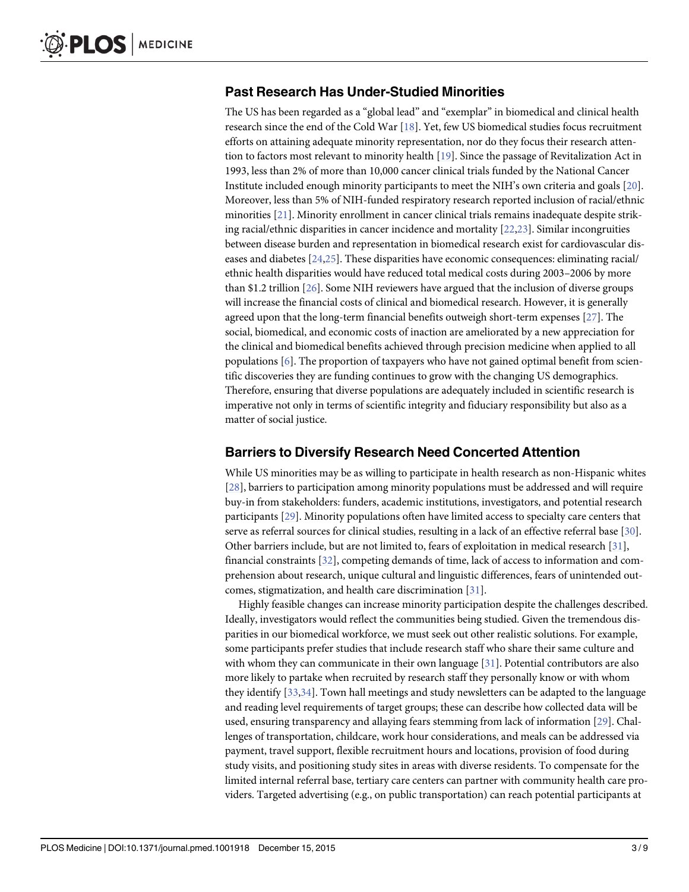## Past Research Has Under-Studied Minorities

The US has been regarded as a "global lead" and "exemplar" in biomedical and clinical health research since the end of the Cold War [18]. Yet, few US biomedical studies focus recruitment efforts on attaining adequate minority representation, nor do they focus their research attention to factors most relevant to minority health [19]. Since the passage of Revitalization Act in 1993, less than 2% of more than 10,000 cancer clinical trials funded by the National Cancer Institute included enough minority participants to meet the NIH's own criteria and goals [20]. Moreover, less than 5% of NIH-funded respiratory research reported inclusion of racial/ethnic minorities [21]. Minority enrollment in cancer clinical trials remains inadequate despite striking racial/ethnic disparities in cancer incidence and mortality [22,23]. Similar incongruities between disease burden and representation in biomedical research exist for cardiovascular diseases and diabetes [24,25]. These disparities have economic consequences: eliminating racial/ethnic health disparities would have reduced total medical costs during 2003–2006 by more than $1.2 trillion [26]. Some NIH reviewers have argued that the inclusion of diverse groups will increase the financial costs of clinical and biomedical research. However, it is generally agreed upon that the long-term financial benefits outweigh short-term expenses [27]. The social, biomedical, and economic costs of inaction are ameliorated by a new appreciation for the clinical and biomedical benefits achieved through precision medicine when applied to all populations [6]. The proportion of taxpayers who have not gained optimal benefit from scientific discoveries they are funding continues to grow with the changing US demographics. Therefore, ensuring that diverse populations are adequately included in scientific research is imperative not only in terms of scientific integrity and fiduciary responsibility but also as a matter of social justice.

## Barriers to Diversify Research Need Concerted Attention

While US minorities may be as willing to participate in health research as non-Hispanic whites [28], barriers to participation among minority populations must be addressed and will require buy-in from stakeholders: funders, academic institutions, investigators, and potential research participants [29]. Minority populations often have limited access to specialty care centers that serve as referral sources for clinical studies, resulting in a lack of an effective referral base [30]. Other barriers include, but are not limited to, fears of exploitation in medical research [31], financial constraints [32], competing demands of time, lack of access to information and comprehension about research, unique cultural and linguistic differences, fears of unintended outcomes, stigmatization, and health care discrimination [31].

Highly feasible changes can increase minority participation despite the challenges described. Ideally, investigators would reflect the communities being studied. Given the tremendous disparities in our biomedical workforce, we must seek out other realistic solutions. For example, some participants prefer studies that include research staff who share their same culture and with whom they can communicate in their own language [31]. Potential contributors are also more likely to partake when recruited by research staff they personally know or with whom they identify [33,34]. Town hall meetings and study newsletters can be adapted to the language and reading level requirements of target groups; these can describe how collected data will be used, ensuring transparency and allaying fears stemming from lack of information [29]. Challenges of transportation, childcare, work hour considerations, and meals can be addressed via payment, travel support, flexible recruitment hours and locations, provision of food during study visits, and positioning study sites in areas with diverse residents. To compensate for the limited internal referral base, tertiary care centers can partner with community health care providers. Targeted advertising (e.g., on public transportation) can reach potential participants at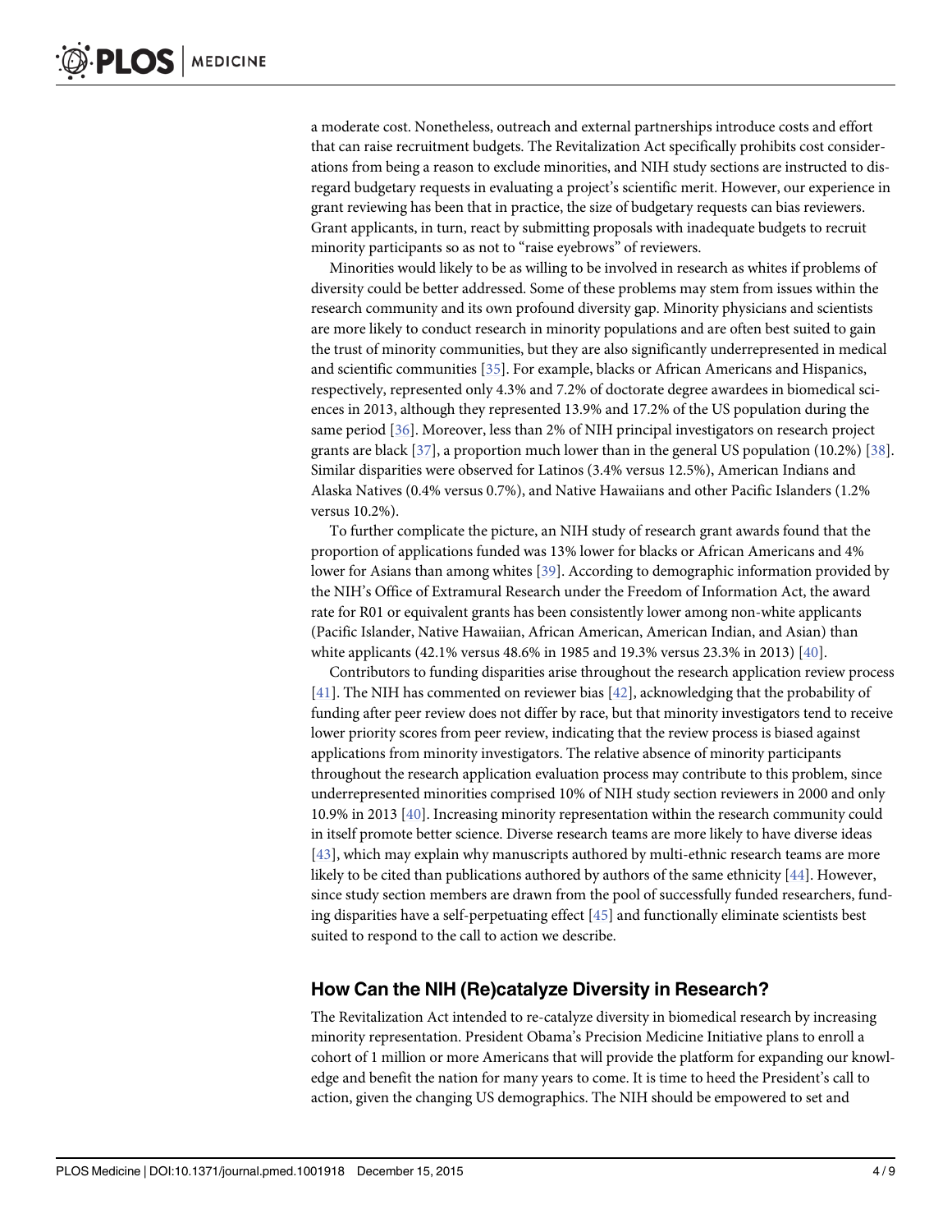a moderate cost. Nonetheless, outreach and external partnerships introduce costs and effort that can raise recruitment budgets. The Revitalization Act specifically prohibits cost considerations from being a reason to exclude minorities, and NIH study sections are instructed to disregard budgetary requests in evaluating a project's scientific merit. However, our experience in grant reviewing has been that in practice, the size of budgetary requests can bias reviewers. Grant applicants, in turn, react by submitting proposals with inadequate budgets to recruit minority participants so as not to "raise eyebrows" of reviewers.

Minorities would likely to be as willing to be involved in research as whites if problems of diversity could be better addressed. Some of these problems may stem from issues within the research community and its own profound diversity gap. Minority physicians and scientists are more likely to conduct research in minority populations and are often best suited to gain the trust of minority communities, but they are also significantly underrepresented in medical and scientific communities [35]. For example, blacks or African Americans and Hispanics, respectively, represented only 4.3% and 7.2% of doctorate degree awardees in biomedical sciences in 2013, although they represented 13.9% and 17.2% of the US population during the same period [36]. Moreover, less than 2% of NIH principal investigators on research project grants are black [37], a proportion much lower than in the general US population (10.2%) [38]. Similar disparities were observed for Latinos (3.4% versus 12.5%), American Indians and Alaska Natives (0.4% versus 0.7%), and Native Hawaiians and other Pacific Islanders (1.2% versus 10.2%).

To further complicate the picture, an NIH study of research grant awards found that the proportion of applications funded was 13% lower for blacks or African Americans and 4% lower for Asians than among whites [39]. According to demographic information provided by the NIH's Office of Extramural Research under the Freedom of Information Act, the award rate for R01 or equivalent grants has been consistently lower among non-white applicants (Pacific Islander, Native Hawaiian, African American, American Indian, and Asian) than white applicants (42.1% versus 48.6% in 1985 and 19.3% versus 23.3% in 2013) [40].

Contributors to funding disparities arise throughout the research application review process [41]. The NIH has commented on reviewer bias [42], acknowledging that the probability of funding after peer review does not differ by race, but that minority investigators tend to receive lower priority scores from peer review, indicating that the review process is biased against applications from minority investigators. The relative absence of minority participants throughout the research application evaluation process may contribute to this problem, since underrepresented minorities comprised 10% of NIH study section reviewers in 2000 and only 10.9% in 2013 [40]. Increasing minority representation within the research community could in itself promote better science. Diverse research teams are more likely to have diverse ideas [43], which may explain why manuscripts authored by multi-ethnic research teams are more likely to be cited than publications authored by authors of the same ethnicity [44]. However, since study section members are drawn from the pool of successfully funded researchers, funding disparities have a self-perpetuating effect [45] and functionally eliminate scientists best suited to respond to the call to action we describe.

## How Can the NIH (Re)catalyze Diversity in Research?

The Revitalization Act intended to re-catalyze diversity in biomedical research by increasing minority representation. President Obama's Precision Medicine Initiative plans to enroll a cohort of 1 million or more Americans that will provide the platform for expanding our knowledge and benefit the nation for many years to come. It is time to heed the President's call to action, given the changing US demographics. The NIH should be empowered to set and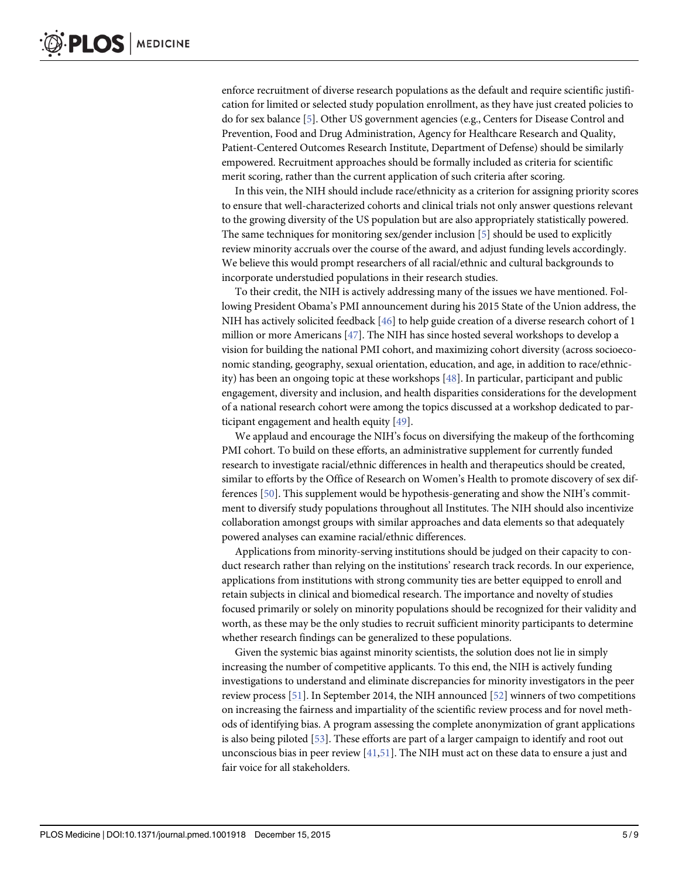enforce recruitment of diverse research populations as the default and require scientific justification for limited or selected study population enrollment, as they have just created policies to do for sex balance [5]. Other US government agencies (e.g., Centers for Disease Control and Prevention, Food and Drug Administration, Agency for Healthcare Research and Quality, Patient-Centered Outcomes Research Institute, Department of Defense) should be similarly empowered. Recruitment approaches should be formally included as criteria for scientific merit scoring, rather than the current application of such criteria after scoring.

In this vein, the NIH should include race/ethnicity as a criterion for assigning priority scores to ensure that well-characterized cohorts and clinical trials not only answer questions relevant to the growing diversity of the US population but are also appropriately statistically powered. The same techniques for monitoring sex/gender inclusion [5] should be used to explicitly review minority accruals over the course of the award, and adjust funding levels accordingly. We believe this would prompt researchers of all racial/ethnic and cultural backgrounds to incorporate understudied populations in their research studies.

To their credit, the NIH is actively addressing many of the issues we have mentioned. Following President Obama's PMI announcement during his 2015 State of the Union address, the NIH has actively solicited feedback [46] to help guide creation of a diverse research cohort of 1 million or more Americans [47]. The NIH has since hosted several workshops to develop a vision for building the national PMI cohort, and maximizing cohort diversity (across socioeconomic standing, geography, sexual orientation, education, and age, in addition to race/ethnicity) has been an ongoing topic at these workshops [48]. In particular, participant and public engagement, diversity and inclusion, and health disparities considerations for the development of a national research cohort were among the topics discussed at a workshop dedicated to participant engagement and health equity [49].

We applaud and encourage the NIH's focus on diversifying the makeup of the forthcoming PMI cohort. To build on these efforts, an administrative supplement for currently funded research to investigate racial/ethnic differences in health and therapeutics should be created, similar to efforts by the Office of Research on Women's Health to promote discovery of sex differences [50]. This supplement would be hypothesis-generating and show the NIH's commitment to diversify study populations throughout all Institutes. The NIH should also incentivize collaboration amongst groups with similar approaches and data elements so that adequately powered analyses can examine racial/ethnic differences.

Applications from minority-serving institutions should be judged on their capacity to conduct research rather than relying on the institutions' research track records. In our experience, applications from institutions with strong community ties are better equipped to enroll and retain subjects in clinical and biomedical research. The importance and novelty of studies focused primarily or solely on minority populations should be recognized for their validity and worth, as these may be the only studies to recruit sufficient minority participants to determine whether research findings can be generalized to these populations.

Given the systemic bias against minority scientists, the solution does not lie in simply increasing the number of competitive applicants. To this end, the NIH is actively funding investigations to understand and eliminate discrepancies for minority investigators in the peer review process [51]. In September 2014, the NIH announced [52] winners of two competitions on increasing the fairness and impartiality of the scientific review process and for novel methods of identifying bias. A program assessing the complete anonymization of grant applications is also being piloted [53]. These efforts are part of a larger campaign to identify and root out unconscious bias in peer review [41,51]. The NIH must act on these data to ensure a just and fair voice for all stakeholders.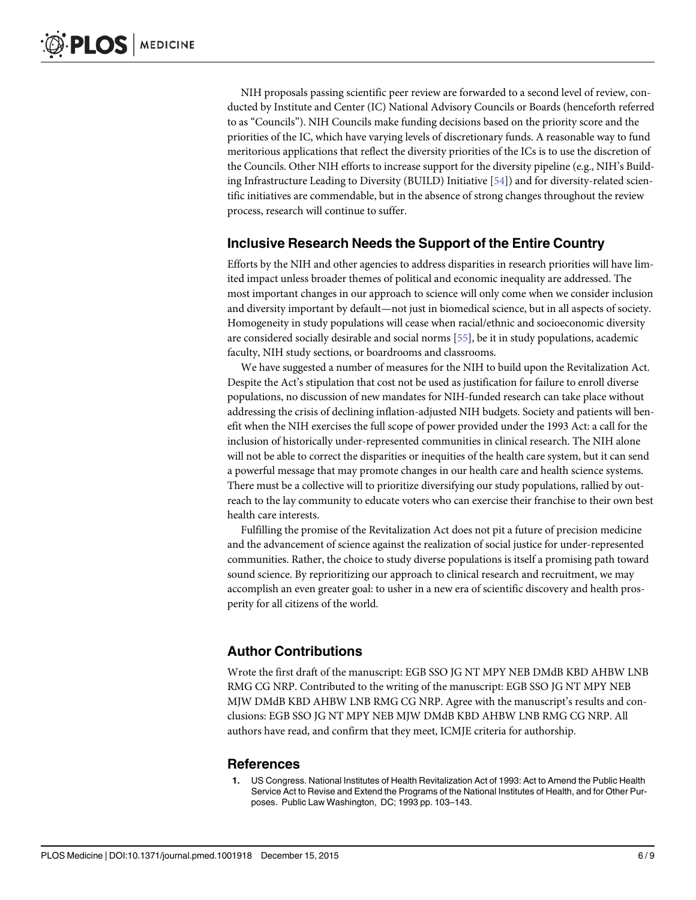NIH proposals passing scientific peer review are forwarded to a second level of review, conducted by Institute and Center (IC) National Advisory Councils or Boards (henceforth referred to as "Councils"). NIH Councils make funding decisions based on the priority score and the priorities of the IC, which have varying levels of discretionary funds. A reasonable way to fund meritorious applications that reflect the diversity priorities of the ICs is to use the discretion of the Councils. Other NIH efforts to increase support for the diversity pipeline (e.g., NIH's Building Infrastructure Leading to Diversity (BUILD) Initiative [54]) and for diversity-related scientific initiatives are commendable, but in the absence of strong changes throughout the review process, research will continue to suffer.

## Inclusive Research Needs the Support of the Entire Country

Efforts by the NIH and other agencies to address disparities in research priorities will have limited impact unless broader themes of political and economic inequality are addressed. The most important changes in our approach to science will only come when we consider inclusion and diversity important by default—not just in biomedical science, but in all aspects of society. Homogeneity in study populations will cease when racial/ethnic and socioeconomic diversity are considered socially desirable and social norms [55], be it in study populations, academic faculty, NIH study sections, or boardrooms and classrooms.

We have suggested a number of measures for the NIH to build upon the Revitalization Act. Despite the Act's stipulation that cost not be used as justification for failure to enroll diverse populations, no discussion of new mandates for NIH-funded research can take place without addressing the crisis of declining inflation-adjusted NIH budgets. Society and patients will benefit when the NIH exercises the full scope of power provided under the 1993 Act: a call for the inclusion of historically under-represented communities in clinical research. The NIH alone will not be able to correct the disparities or inequities of the health care system, but it can send a powerful message that may promote changes in our health care and health science systems. There must be a collective will to prioritize diversifying our study populations, rallied by outreach to the lay community to educate voters who can exercise their franchise to their own best health care interests.

Fulfilling the promise of the Revitalization Act does not pit a future of precision medicine and the advancement of science against the realization of social justice for under-represented communities. Rather, the choice to study diverse populations is itself a promising path toward sound science. By reprioritizing our approach to clinical research and recruitment, we may accomplish an even greater goal: to usher in a new era of scientific discovery and health prosperity for all citizens of the world.

## Author Contributions

Wrote the first draft of the manuscript: EGB SSO JG NT MPY NEB DMdB KBD AHBW LNB RMG CG NRP. Contributed to the writing of the manuscript: EGB SSO JG NT MPY NEB MJW DMdB KBD AHBW LNB RMG CG NRP. Agree with the manuscript's results and conclusions: EGB SSO JG NT MPY NEB MJW DMdB KBD AHBW LNB RMG CG NRP. All authors have read, and confirm that they meet, ICMJE criteria for authorship.

## References

1. US Congress. National Institutes of Health Revitalization Act of 1993: Act to Amend the Public Health Service Act to Revise and Extend the Programs of the National Institutes of Health, and for Other Purposes. Public Law Washington, DC; 1993 pp. 103–143.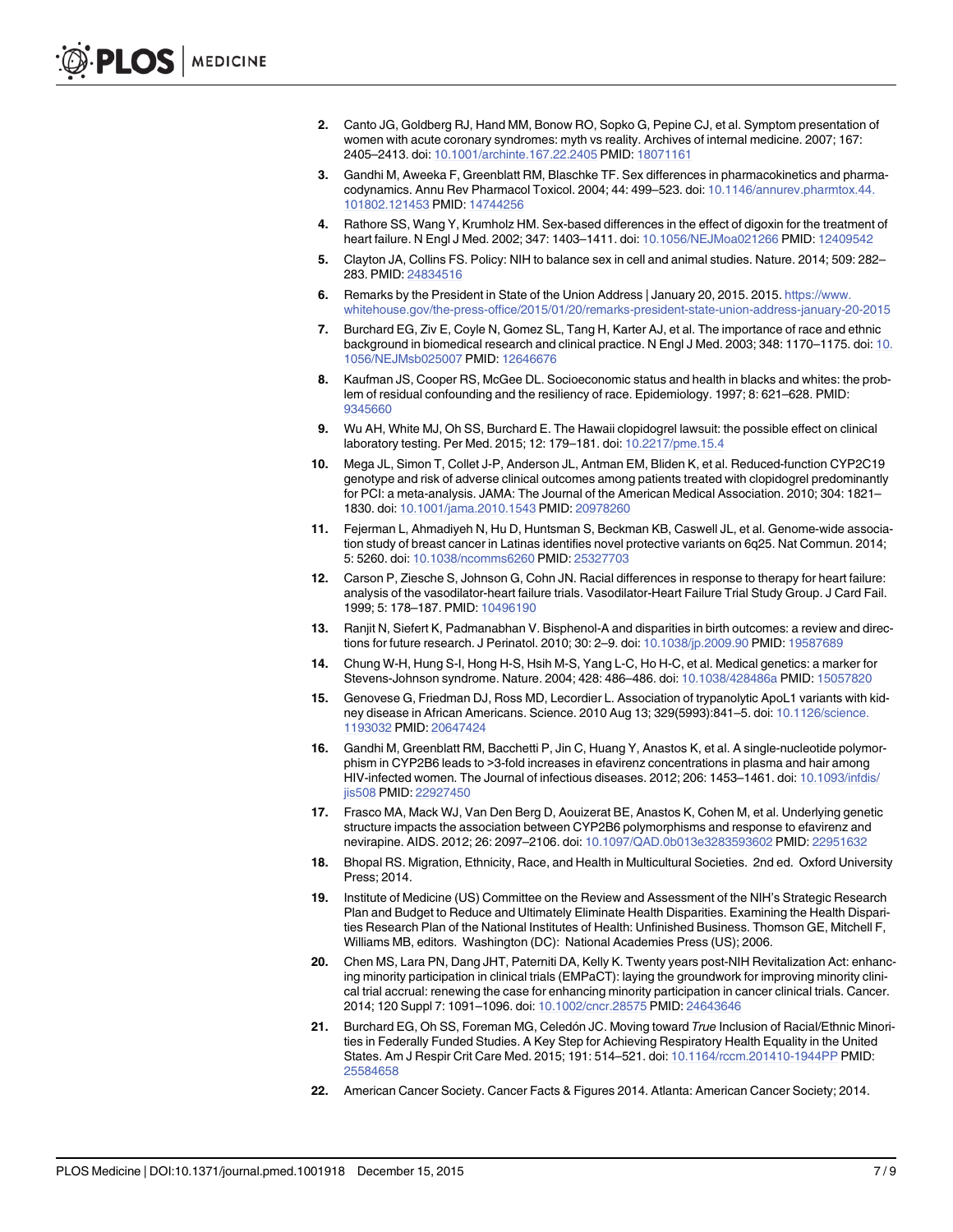2. Canto JG, Goldberg RJ, Hand MM, Bonow RO, Sopko G, Pepine CJ, et al. Symptom presentation of women with acute coronary syndromes: myth vs reality. Archives of internal medicine. 2007; 167: 2405–2413. doi: 10.1001/archinte.167.22.2405 PMID: 18071161
3. Gandhi M, Aweeka F, Greenblatt RM, Blaschke TF. Sex differences in pharmacokinetics and pharmacodynamics. Annu Rev Pharmacol Toxicol. 2004; 44: 499–523. doi: 10.1146/annurev.pharmtox.44.101802.121453 PMID: 14744256
4. Rathore SS, Wang Y, Krumholz HM. Sex-based differences in the effect of digoxin for the treatment of heart failure. N Engl J Med. 2002; 347: 1403–1411. doi: 10.1056/NEJMoa021266 PMID: 12409542
5. Clayton JA, Collins FS. Policy: NIH to balance sex in cell and animal studies. Nature. 2014; 509: 282–283. PMID: 24834516
6. Remarks by the President in State of the Union Address | January 20, 2015. 2015. https://www.whitehouse.gov/the-press-office/2015/01/20/remarks-president-state-union-address-january-20-2015
7. Burchard EG, Ziv E, Coyle N, Gomez SL, Tang H, Karter AJ, et al. The importance of race and ethnic background in biomedical research and clinical practice. N Engl J Med. 2003; 348: 1170–1175. doi: 10.1056/NEJMsb025007 PMID: 12646676
8. Kaufman JS, Cooper RS, McGee DL. Socioeconomic status and health in blacks and whites: the problem of residual confounding and the resiliency of race. Epidemiology. 1997; 8: 621–628. PMID: 9345660
9. Wu AH, White MJ, Oh SS, Burchard E. The Hawaii clopidogrel lawsuit: the possible effect on clinical laboratory testing. Per Med. 2015; 12: 179–181. doi: 10.2217/pme.15.4
10. Mega JL, Simon T, Collet J-P, Anderson JL, Antman EM, Bliden K, et al. Reduced-function CYP2C19 genotype and risk of adverse clinical outcomes among patients treated with clopidogrel predominantly for PCI: a meta-analysis. JAMA: The Journal of the American Medical Association. 2010; 304: 1821–1830. doi: 10.1001/jama.2010.1543 PMID: 20978260
11. Fejerman L, Ahmadiyeh N, Hu D, Huntsman S, Beckman KB, Caswell JL, et al. Genome-wide association study of breast cancer in Latinas identifies novel protective variants on 6q25. Nat Commun. 2014; 5: 5260. doi: 10.1038/ncomms6260 PMID: 25327703
12. Carson P, Ziesche S, Johnson G, Cohn JN. Racial differences in response to therapy for heart failure: analysis of the vasodilator-heart failure trials. Vasodilator-Heart Failure Trial Study Group. J Card Fail. 1999; 5: 178–187. PMID: 10496190
13. Ranjit N, Siefert K, Padmanabhan V. Bisphenol-A and disparities in birth outcomes: a review and directions for future research. J Perinatol. 2010; 30: 2–9. doi: 10.1038/jp.2009.90 PMID: 19587689
14. Chung W-H, Hung S-I, Hong H-S, Hsih M-S, Yang L-C, Ho H-C, et al. Medical genetics: a marker for Stevens-Johnson syndrome. Nature. 2004; 428: 486–486. doi: 10.1038/428486a PMID: 15057820
15. Genovese G, Friedman DJ, Ross MD, Lecordier L. Association of trypanolytic ApoL1 variants with kidney disease in African Americans. Science. 2010 Aug 13; 329(5993):841–5. doi: 10.1126/science.1193032 PMID: 20647424
16. Gandhi M, Greenblatt RM, Bacchetti P, Jin C, Huang Y, Anastos K, et al. A single-nucleotide polymorphism in CYP2B6 leads to >3-fold increases in efavirenz concentrations in plasma and hair among HIV-infected women. The Journal of infectious diseases. 2012; 206: 1453–1461. doi: 10.1093/infdis/jis508 PMID: 22927450
17. Frasco MA, Mack WJ, Van Den Berg D, Aouizerat BE, Anastos K, Cohen M, et al. Underlying genetic structure impacts the association between CYP2B6 polymorphisms and response to efavirenz and nevirapine. AIDS. 2012; 26: 2097–2106. doi: 10.1097/QAD.0b013e3283593602 PMID: 22951632
18. Bhopal RS. Migration, Ethnicity, Race, and Health in Multicultural Societies. 2nd ed. Oxford University Press; 2014.
19. Institute of Medicine (US) Committee on the Review and Assessment of the NIH's Strategic Research Plan and Budget to Reduce and Ultimately Eliminate Health Disparities. Examining the Health Disparities Research Plan of the National Institutes of Health: Unfinished Business. Thomson GE, Mitchell F, Williams MB, editors. Washington (DC): National Academies Press (US); 2006.
20. Chen MS, Lara PN, Dang JHT, Paterniti DA, Kelly K. Twenty years post-NIH Revitalization Act: enhancing minority participation in clinical trials (EMPaCT): laying the groundwork for improving minority clinical trial accrual: renewing the case for enhancing minority participation in cancer clinical trials. Cancer. 2014; 120 Suppl 7: 1091–1096. doi: 10.1002/cncr.28575 PMID: 24643646
21. Burchard EG, Oh SS, Foreman MG, Celedón JC. Moving toward *True* Inclusion of Racial/Ethnic Minorities in Federally Funded Studies. A Key Step for Achieving Respiratory Health Equality in the United States. Am J Respir Crit Care Med. 2015; 191: 514–521. doi: 10.1164/rccm.201410-1944PP PMID: 25584658
22. American Cancer Society. Cancer Facts & Figures 2014. Atlanta: American Cancer Society; 2014.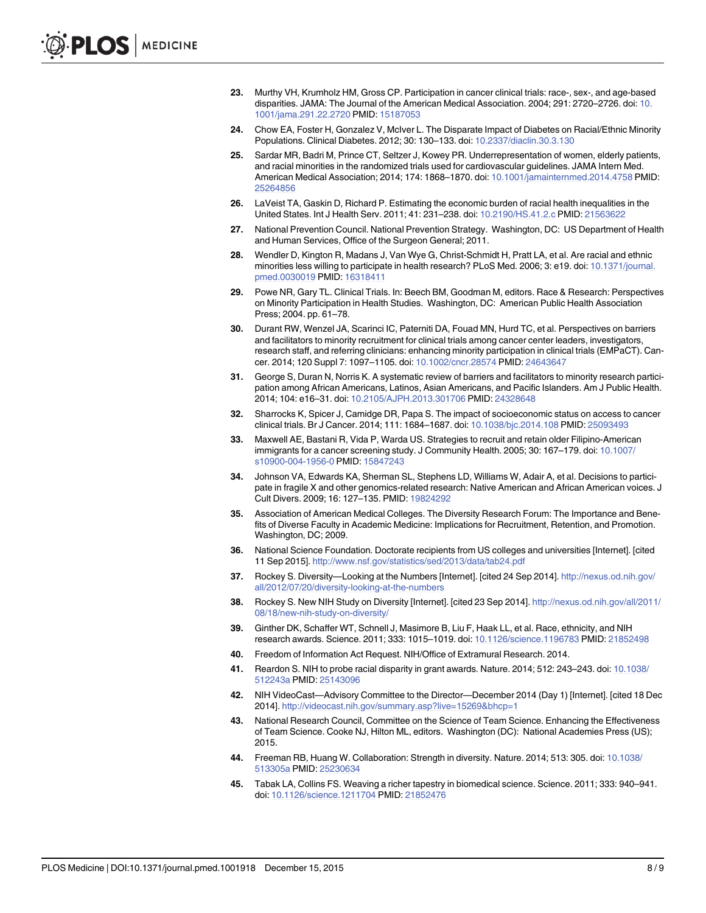23. Murthy VH, Krumholz HM, Gross CP. Participation in cancer clinical trials: race-, sex-, and age-based disparities. JAMA: The Journal of the American Medical Association. 2004; 291: 2720–2726. doi: 10.1001/jama.291.22.2720 PMID: 15187053

24. Chow EA, Foster H, Gonzalez V, McIver L. The Disparate Impact of Diabetes on Racial/Ethnic Minority Populations. Clinical Diabetes. 2012; 30: 130–133. doi: 10.2337/diaclin.30.3.130

25. Sardar MR, Badri M, Prince CT, Seltzer J, Kowey PR. Underrepresentation of women, elderly patients, and racial minorities in the randomized trials used for cardiovascular guidelines. JAMA Intern Med. American Medical Association; 2014; 174: 1868–1870. doi: 10.1001/jamainternmed.2014.4758 PMID: 25264856

26. LaVeist TA, Gaskin D, Richard P. Estimating the economic burden of racial health inequalities in the United States. Int J Health Serv. 2011; 41: 231–238. doi: 10.2190/HS.41.2.c PMID: 21563622

27. National Prevention Council. National Prevention Strategy. Washington, DC: US Department of Health and Human Services, Office of the Surgeon General; 2011.

28. Wendler D, Kington R, Madans J, Van Wye G, Christ-Schmidt H, Pratt LA, et al. Are racial and ethnic minorities less willing to participate in health research? PLoS Med. 2006; 3: e19. doi: 10.1371/journal.pmed.0030019 PMID: 16318411

29. Powe NR, Gary TL. Clinical Trials. In: Beech BM, Goodman M, editors. Race & Research: Perspectives on Minority Participation in Health Studies. Washington, DC: American Public Health Association Press; 2004. pp. 61–78.

30. Durant RW, Wenzel JA, Scarinci IC, Paterniti DA, Fouad MN, Hurd TC, et al. Perspectives on barriers and facilitators to minority recruitment for clinical trials among cancer center leaders, investigators, research staff, and referring clinicians: enhancing minority participation in clinical trials (EMPaCT). Cancer. 2014; 120 Suppl 7: 1097–1105. doi: 10.1002/cncr.28574 PMID: 24643647

31. George S, Duran N, Norris K. A systematic review of barriers and facilitators to minority research participation among African Americans, Latinos, Asian Americans, and Pacific Islanders. Am J Public Health. 2014; 104: e16–31. doi: 10.2105/AJPH.2013.301706 PMID: 24328648

32. Sharrocks K, Spicer J, Camidge DR, Papa S. The impact of socioeconomic status on access to cancer clinical trials. Br J Cancer. 2014; 111: 1684–1687. doi: 10.1038/bjc.2014.108 PMID: 25093493

33. Maxwell AE, Bastani R, Vida P, Warda US. Strategies to recruit and retain older Filipino-American immigrants for a cancer screening study. J Community Health. 2005; 30: 167–179. doi: 10.1007/s10900-004-1956-0 PMID: 15847243

34. Johnson VA, Edwards KA, Sherman SL, Stephens LD, Williams W, Adair A, et al. Decisions to participate in fragile X and other genomics-related research: Native American and African American voices. J Cult Divers. 2009; 16: 127–135. PMID: 19824292

35. Association of American Medical Colleges. The Diversity Research Forum: The Importance and Benefits of Diverse Faculty in Academic Medicine: Implications for Recruitment, Retention, and Promotion. Washington, DC; 2009.

36. National Science Foundation. Doctorate recipients from US colleges and universities [Internet]. [cited 11 Sep 2015]. http://www.nsf.gov/statistics/sed/2013/data/tab24.pdf

37. Rockey S. Diversity—Looking at the Numbers [Internet]. [cited 24 Sep 2014]. http://nexus.od.nih.gov/all/2012/07/20/diversity-looking-at-the-numbers

38. Rockey S. New NIH Study on Diversity [Internet]. [cited 23 Sep 2014]. http://nexus.od.nih.gov/all/2011/08/18/new-nih-study-on-diversity/

39. Ginther DK, Schaffer WT, Schnell J, Masimore B, Liu F, Haak LL, et al. Race, ethnicity, and NIH research awards. Science. 2011; 333: 1015–1019. doi: 10.1126/science.1196783 PMID: 21852498

40. Freedom of Information Act Request. NIH/Office of Extramural Research. 2014.

41. Reardon S. NIH to probe racial disparity in grant awards. Nature. 2014; 512: 243–243. doi: 10.1038/512243a PMID: 25143096

42. NIH VideoCast—Advisory Committee to the Director—December 2014 (Day 1) [Internet]. [cited 18 Dec 2014]. http://videocast.nih.gov/summary.asp?live=15269&bhcp=1

43. National Research Council, Committee on the Science of Team Science. Enhancing the Effectiveness of Team Science. Cooke NJ, Hilton ML, editors. Washington (DC): National Academies Press (US); 2015.

44. Freeman RB, Huang W. Collaboration: Strength in diversity. Nature. 2014; 513: 305. doi: 10.1038/513305a PMID: 25230634

45. Tabak LA, Collins FS. Weaving a richer tapestry in biomedical science. Science. 2011; 333: 940–941. doi: 10.1126/science.1211704 PMID: 21852476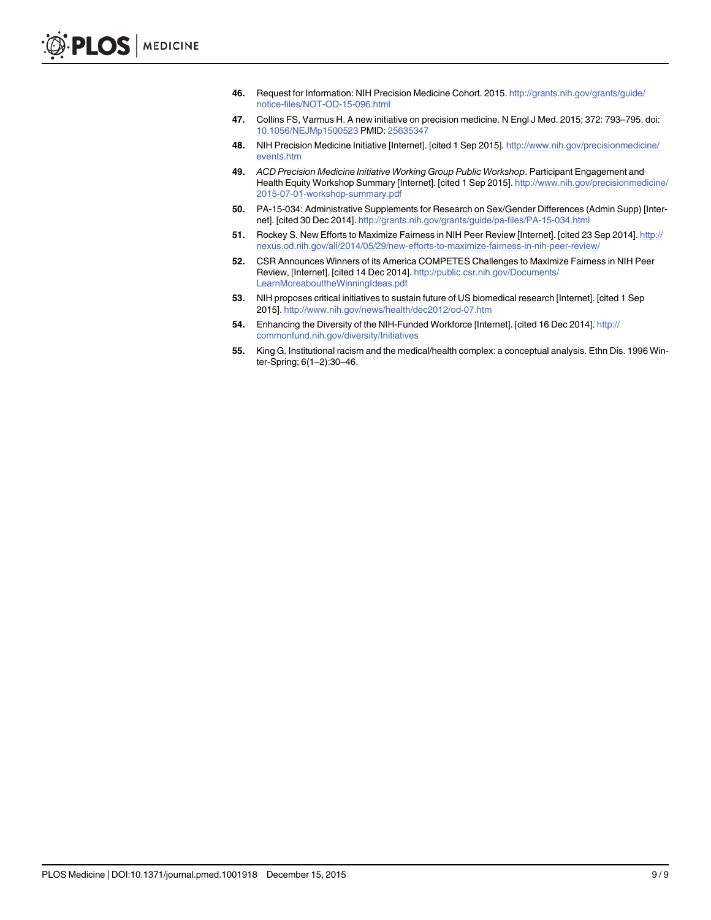46. Request for Information: NIH Precision Medicine Cohort. 2015. http://grants.nih.gov/grants/guide/notice-files/NOT-OD-15-096.html
47. Collins FS, Varmus H. A new initiative on precision medicine. N Engl J Med. 2015; 372: 793–795. doi: 10.1056/NEJMp1500523 PMID: 25635347
48. NIH Precision Medicine Initiative [Internet]. [cited 1 Sep 2015]. http://www.nih.gov/precisionmedicine/events.htm
49. *ACD Precision Medicine Initiative Working Group Public Workshop*. Participant Engagement and Health Equity Workshop Summary [Internet]. [cited 1 Sep 2015]. http://www.nih.gov/precisionmedicine/2015-07-01-workshop-summary.pdf
50. PA-15-034: Administrative Supplements for Research on Sex/Gender Differences (Admin Supp) [Internet]. [cited 30 Dec 2014]. http://grants.nih.gov/grants/guide/pa-files/PA-15-034.html
51. Rockey S. New Efforts to Maximize Fairness in NIH Peer Review [Internet]. [cited 23 Sep 2014]. http://nexus.od.nih.gov/all/2014/05/29/new-efforts-to-maximize-fairness-in-nih-peer-review/
52. CSR Announces Winners of its America COMPETES Challenges to Maximize Fairness in NIH Peer Review, [Internet]. [cited 14 Dec 2014]. http://public.csr.nih.gov/Documents/LearnMoreabouttheWinningIdeas.pdf
53. NIH proposes critical initiatives to sustain future of US biomedical research [Internet]. [cited 1 Sep 2015]. http://www.nih.gov/news/health/dec2012/od-07.htm
54. Enhancing the Diversity of the NIH-Funded Workforce [Internet]. [cited 16 Dec 2014]. http://commonfund.nih.gov/diversity/Initiatives
55. King G. Institutional racism and the medical/health complex: a conceptual analysis. Ethn Dis. 1996 Winter-Spring; 6(1–2):30–46.